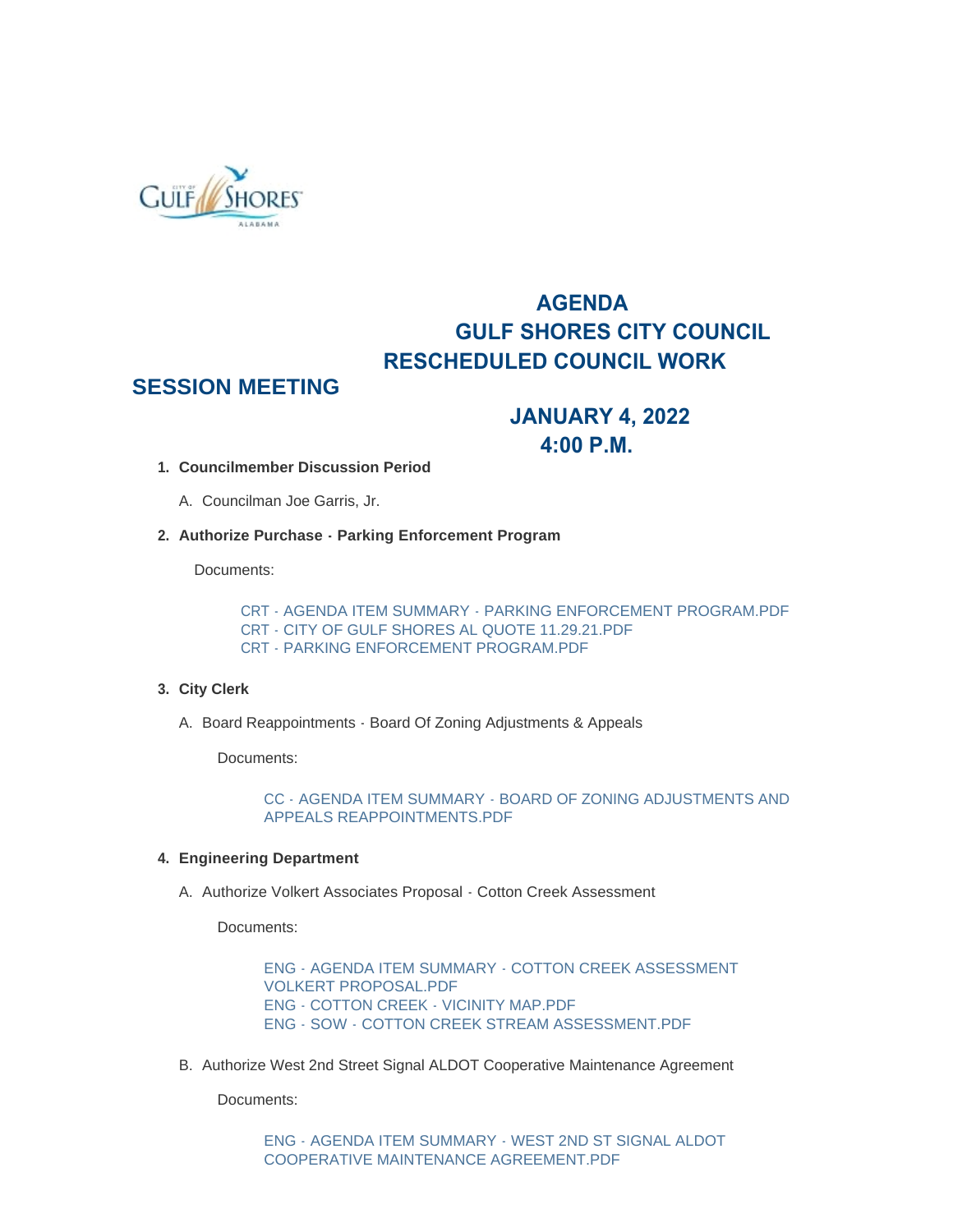# AGENDA
# GULF SHORES CITY COUNCIL
# RESCHEDULED COUNCIL WORK SESSION MEETING

## JANUARY 4, 2022
## 4:00 P.M.

1. **Councilmember Discussion Period**

   A. Councilman Joe Garris, Jr.

2. **Authorize Purchase - Parking Enforcement Program**

   Documents:

   CRT - AGENDA ITEM SUMMARY - PARKING ENFORCEMENT PROGRAM.PDF
   CRT - CITY OF GULF SHORES AL QUOTE 11.29.21.PDF
   CRT - PARKING ENFORCEMENT PROGRAM.PDF

3. **City Clerk**

   A. Board Reappointments - Board Of Zoning Adjustments & Appeals

   Documents:

   CC - AGENDA ITEM SUMMARY - BOARD OF ZONING ADJUSTMENTS AND APPEALS REAPPOINTMENTS.PDF

4. **Engineering Department**

   A. Authorize Volkert Associates Proposal - Cotton Creek Assessment

   Documents:

   ENG - AGENDA ITEM SUMMARY - COTTON CREEK ASSESSMENT VOLKERT PROPOSAL.PDF
   ENG - COTTON CREEK - VICINITY MAP.PDF
   ENG - SOW - COTTON CREEK STREAM ASSESSMENT.PDF

   B. Authorize West 2nd Street Signal ALDOT Cooperative Maintenance Agreement

   Documents:

   ENG - AGENDA ITEM SUMMARY - WEST 2ND ST SIGNAL ALDOT COOPERATIVE MAINTENANCE AGREEMENT.PDF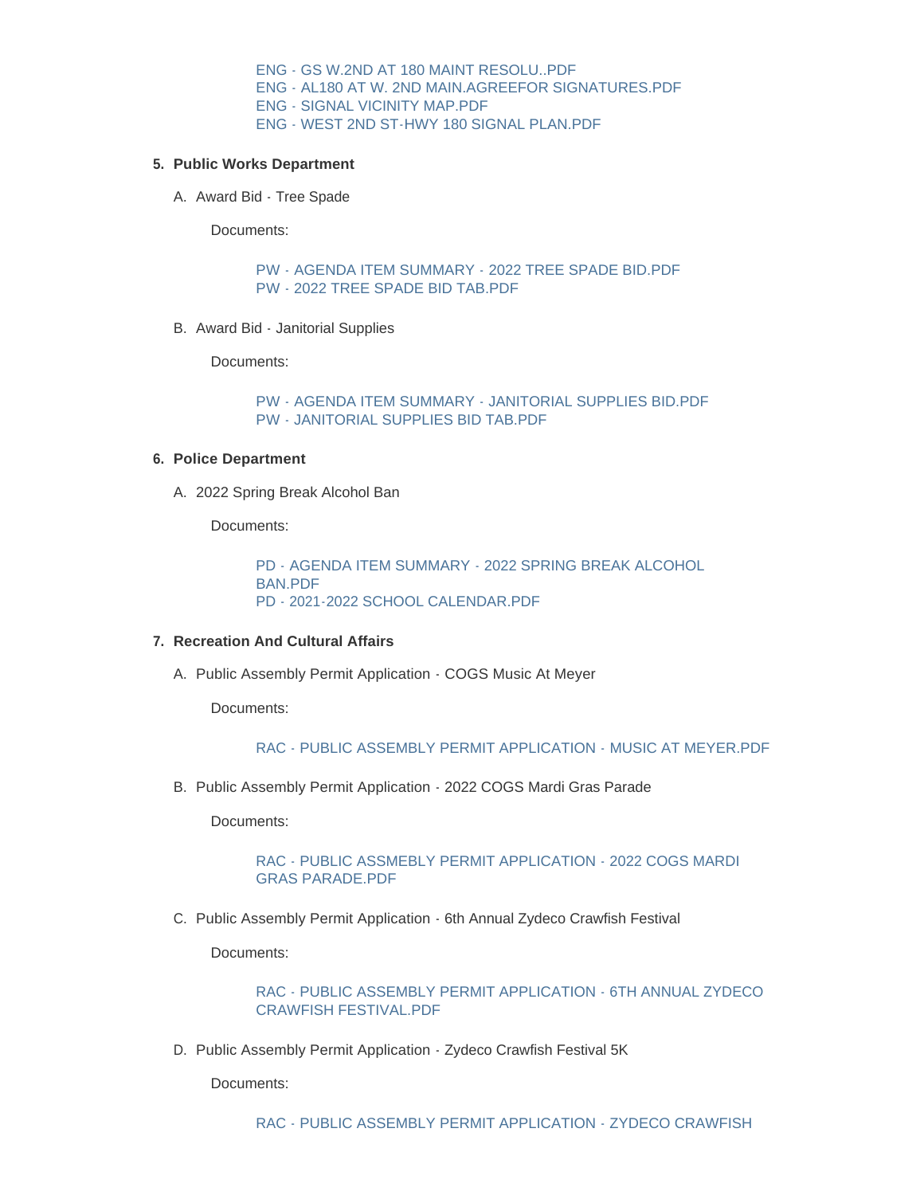ENG - GS W.2ND AT 180 MAINT RESOLU..PDF
ENG - AL180 AT W. 2ND MAIN.AGREEFOR SIGNATURES.PDF
ENG - SIGNAL VICINITY MAP.PDF
ENG - WEST 2ND ST-HWY 180 SIGNAL PLAN.PDF

5. **Public Works Department**

   A. Award Bid - Tree Spade

      Documents:

      PW - AGENDA ITEM SUMMARY - 2022 TREE SPADE BID.PDF
      PW - 2022 TREE SPADE BID TAB.PDF

   B. Award Bid - Janitorial Supplies

      Documents:

      PW - AGENDA ITEM SUMMARY - JANITORIAL SUPPLIES BID.PDF
      PW - JANITORIAL SUPPLIES BID TAB.PDF

6. **Police Department**

   A. 2022 Spring Break Alcohol Ban

      Documents:

      PD - AGENDA ITEM SUMMARY - 2022 SPRING BREAK ALCOHOL BAN.PDF
      PD - 2021-2022 SCHOOL CALENDAR.PDF

7. **Recreation And Cultural Affairs**

   A. Public Assembly Permit Application - COGS Music At Meyer

      Documents:

      RAC - PUBLIC ASSEMBLY PERMIT APPLICATION - MUSIC AT MEYER.PDF

   B. Public Assembly Permit Application - 2022 COGS Mardi Gras Parade

      Documents:

      RAC - PUBLIC ASSMEBLY PERMIT APPLICATION - 2022 COGS MARDI GRAS PARADE.PDF

   C. Public Assembly Permit Application - 6th Annual Zydeco Crawfish Festival

      Documents:

      RAC - PUBLIC ASSEMBLY PERMIT APPLICATION - 6TH ANNUAL ZYDECO CRAWFISH FESTIVAL.PDF

   D. Public Assembly Permit Application - Zydeco Crawfish Festival 5K

      Documents:

      RAC - PUBLIC ASSEMBLY PERMIT APPLICATION - ZYDECO CRAWFISH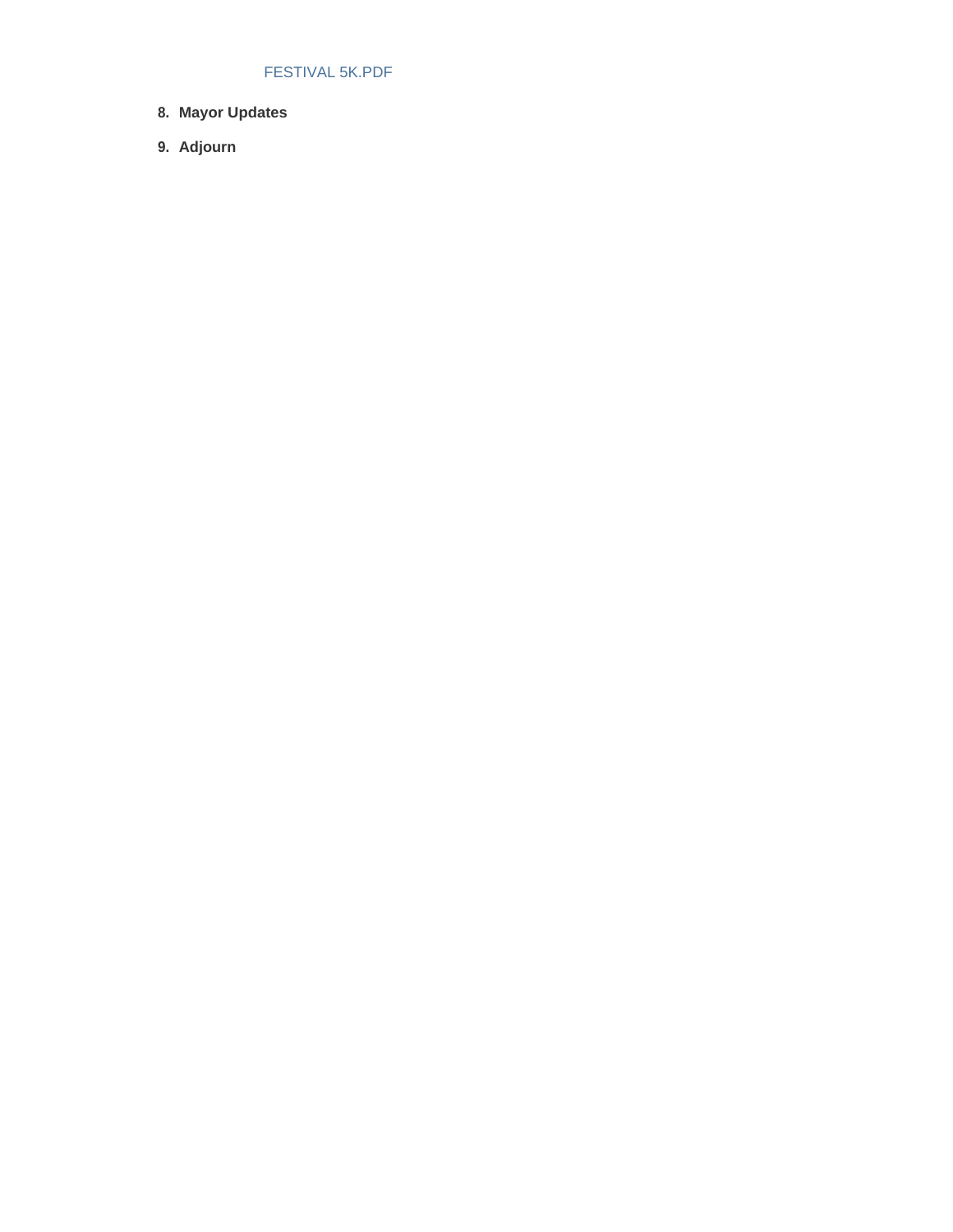FESTIVAL 5K.PDF

8. **Mayor Updates**

9. **Adjourn**